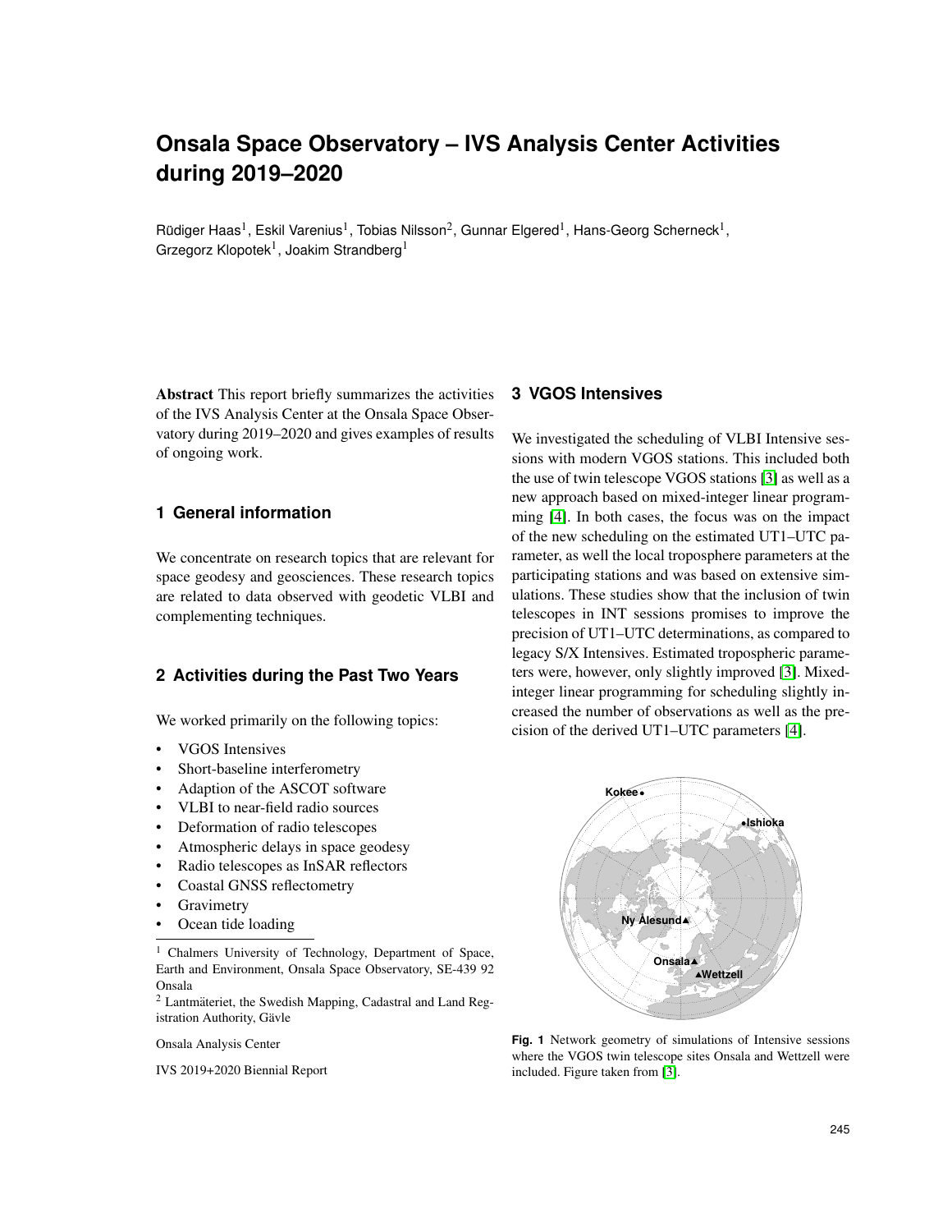# Onsala Space Observatory – IVS Analysis Center Activities during 2019–2020

Rüdiger Haas[1], Eskil Varenius[1], Tobias Nilsson[2], Gunnar Elgered[1], Hans-Georg Scherneck[1], Grzegorz Klopotek[1], Joakim Strandberg[1]

**Abstract** This report briefly summarizes the activities of the IVS Analysis Center at the Onsala Space Observatory during 2019–2020 and gives examples of results of ongoing work.

## 1 General information

We concentrate on research topics that are relevant for space geodesy and geosciences. These research topics are related to data observed with geodetic VLBI and complementing techniques.

## 2 Activities during the Past Two Years

We worked primarily on the following topics:

- VGOS Intensives
- Short-baseline interferometry
- Adaption of the ASCOT software
- VLBI to near-field radio sources
- Deformation of radio telescopes
- Atmospheric delays in space geodesy
- Radio telescopes as InSAR reflectors
- Coastal GNSS reflectometry
- Gravimetry
- Ocean tide loading

[1] Chalmers University of Technology, Department of Space, Earth and Environment, Onsala Space Observatory, SE-439 92 Onsala

[2] Lantmäteriet, the Swedish Mapping, Cadastral and Land Registration Authority, Gävle

Onsala Analysis Center

IVS 2019+2020 Biennial Report

## 3 VGOS Intensives

We investigated the scheduling of VLBI Intensive sessions with modern VGOS stations. This included both the use of twin telescope VGOS stations [3] as well as a new approach based on mixed-integer linear programming [4]. In both cases, the focus was on the impact of the new scheduling on the estimated UT1–UTC parameter, as well the local troposphere parameters at the participating stations and was based on extensive simulations. These studies show that the inclusion of twin telescopes in INT sessions promises to improve the precision of UT1–UTC determinations, as compared to legacy S/X Intensives. Estimated tropospheric parameters were, however, only slightly improved [3]. Mixed-integer linear programming for scheduling slightly increased the number of observations as well as the precision of the derived UT1–UTC parameters [4].

**Fig. 1** Network geometry of simulations of Intensive sessions where the VGOS twin telescope sites Onsala and Wettzell were included. Figure taken from [3].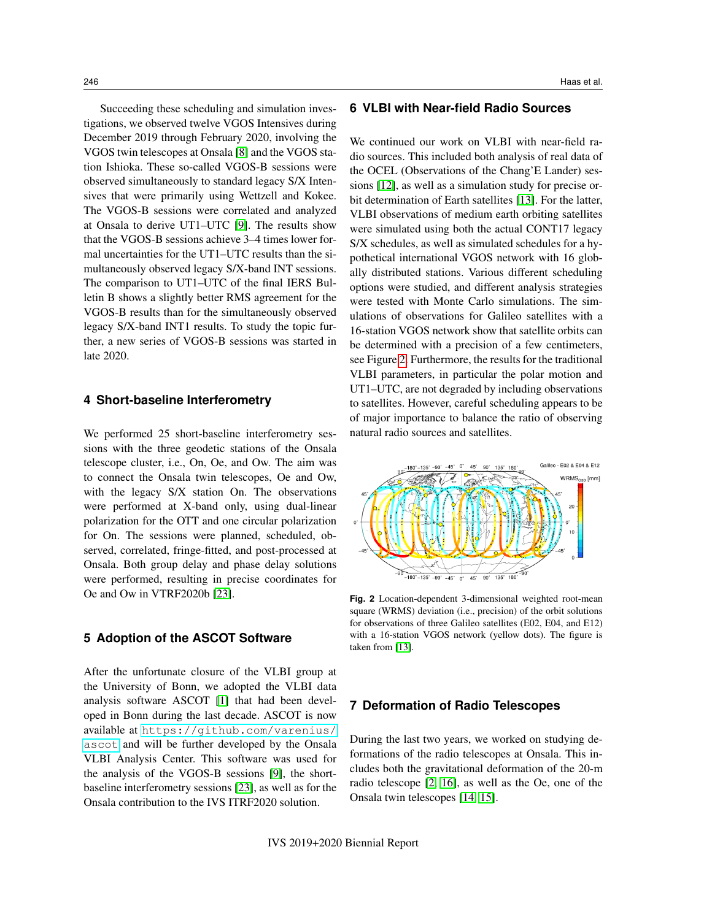Succeeding these scheduling and simulation investigations, we observed twelve VGOS Intensives during December 2019 through February 2020, involving the VGOS twin telescopes at Onsala [8] and the VGOS station Ishioka. These so-called VGOS-B sessions were observed simultaneously to standard legacy S/X Intensives that were primarily using Wettzell and Kokee. The VGOS-B sessions were correlated and analyzed at Onsala to derive UT1–UTC [9]. The results show that the VGOS-B sessions achieve 3–4 times lower formal uncertainties for the UT1–UTC results than the simultaneously observed legacy S/X-band INT sessions. The comparison to UT1–UTC of the final IERS Bulletin B shows a slightly better RMS agreement for the VGOS-B results than for the simultaneously observed legacy S/X-band INT1 results. To study the topic further, a new series of VGOS-B sessions was started in late 2020.

## 4 Short-baseline Interferometry

We performed 25 short-baseline interferometry sessions with the three geodetic stations of the Onsala telescope cluster, i.e., On, Oe, and Ow. The aim was to connect the Onsala twin telescopes, Oe and Ow, with the legacy S/X station On. The observations were performed at X-band only, using dual-linear polarization for the OTT and one circular polarization for On. The sessions were planned, scheduled, observed, correlated, fringe-fitted, and post-processed at Onsala. Both group delay and phase delay solutions were performed, resulting in precise coordinates for Oe and Ow in VTRF2020b [23].

## 5 Adoption of the ASCOT Software

After the unfortunate closure of the VLBI group at the University of Bonn, we adopted the VLBI data analysis software ASCOT [1] that had been developed in Bonn during the last decade. ASCOT is now available at `https://github.com/varenius/ascot` and will be further developed by the Onsala VLBI Analysis Center. This software was used for the analysis of the VGOS-B sessions [9], the short-baseline interferometry sessions [23], as well as for the Onsala contribution to the IVS ITRF2020 solution.

## 6 VLBI with Near-field Radio Sources

We continued our work on VLBI with near-field radio sources. This included both analysis of real data of the OCEL (Observations of the Chang'E Lander) sessions [12], as well as a simulation study for precise orbit determination of Earth satellites [13]. For the latter, VLBI observations of medium earth orbiting satellites were simulated using both the actual CONT17 legacy S/X schedules, as well as simulated schedules for a hypothetical international VGOS network with 16 globally distributed stations. Various different scheduling options were studied, and different analysis strategies were tested with Monte Carlo simulations. The simulations of observations for Galileo satellites with a 16-station VGOS network show that satellite orbits can be determined with a precision of a few centimeters, see Figure 2. Furthermore, the results for the traditional VLBI parameters, in particular the polar motion and UT1–UTC, are not degraded by including observations to satellites. However, careful scheduling appears to be of major importance to balance the ratio of observing natural radio sources and satellites.

**Fig. 2** Location-dependent 3-dimensional weighted root-mean square (WRMS) deviation (i.e., precision) of the orbit solutions for observations of three Galileo satellites (E02, E04, and E12) with a 16-station VGOS network (yellow dots). The figure is taken from [13].

## 7 Deformation of Radio Telescopes

During the last two years, we worked on studying deformations of the radio telescopes at Onsala. This includes both the gravitational deformation of the 20-m radio telescope [2, 16], as well as the Oe, one of the Onsala twin telescopes [14, 15].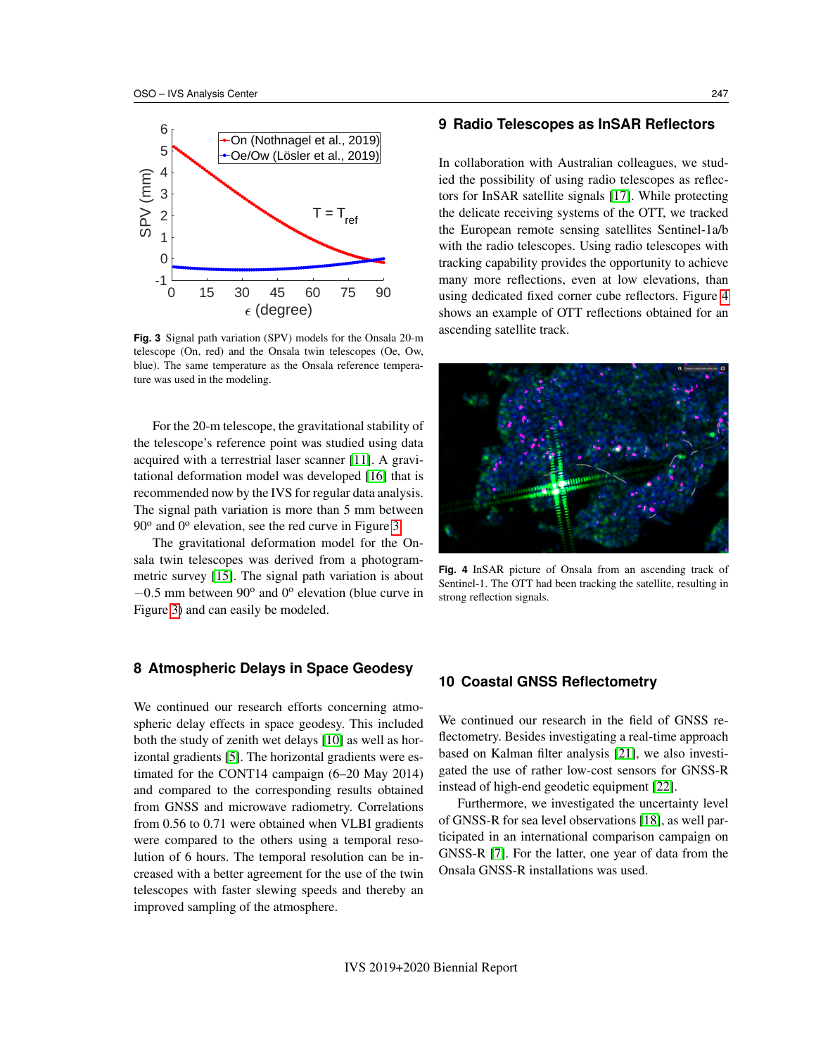Fig. 3 Signal path variation (SPV) models for the Onsala 20-m telescope (On, red) and the Onsala twin telescopes (Oe, Ow, blue). The same temperature as the Onsala reference temperature was used in the modeling.

For the 20-m telescope, the gravitational stability of the telescope's reference point was studied using data acquired with a terrestrial laser scanner [11]. A gravitational deformation model was developed [16] that is recommended now by the IVS for regular data analysis. The signal path variation is more than 5 mm between 90º and 0º elevation, see the red curve in Figure 3.

The gravitational deformation model for the Onsala twin telescopes was derived from a photogrammetric survey [15]. The signal path variation is about $-0.5$ mm between 90º and 0º elevation (blue curve in Figure 3) and can easily be modeled.

## 8 Atmospheric Delays in Space Geodesy

We continued our research efforts concerning atmospheric delay effects in space geodesy. This included both the study of zenith wet delays [10] as well as horizontal gradients [5]. The horizontal gradients were estimated for the CONT14 campaign (6–20 May 2014) and compared to the corresponding results obtained from GNSS and microwave radiometry. Correlations from 0.56 to 0.71 were obtained when VLBI gradients were compared to the others using a temporal resolution of 6 hours. The temporal resolution can be increased with a better agreement for the use of the twin telescopes with faster slewing speeds and thereby an improved sampling of the atmosphere.

## 9 Radio Telescopes as InSAR Reflectors

In collaboration with Australian colleagues, we studied the possibility of using radio telescopes as reflectors for InSAR satellite signals [17]. While protecting the delicate receiving systems of the OTT, we tracked the European remote sensing satellites Sentinel-1a/b with the radio telescopes. Using radio telescopes with tracking capability provides the opportunity to achieve many more reflections, even at low elevations, than using dedicated fixed corner cube reflectors. Figure 4 shows an example of OTT reflections obtained for an ascending satellite track.

Fig. 4 InSAR picture of Onsala from an ascending track of Sentinel-1. The OTT had been tracking the satellite, resulting in strong reflection signals.

## 10 Coastal GNSS Reflectometry

We continued our research in the field of GNSS reflectometry. Besides investigating a real-time approach based on Kalman filter analysis [21], we also investigated the use of rather low-cost sensors for GNSS-R instead of high-end geodetic equipment [22].

Furthermore, we investigated the uncertainty level of GNSS-R for sea level observations [18], as well participated in an international comparison campaign on GNSS-R [7]. For the latter, one year of data from the Onsala GNSS-R installations was used.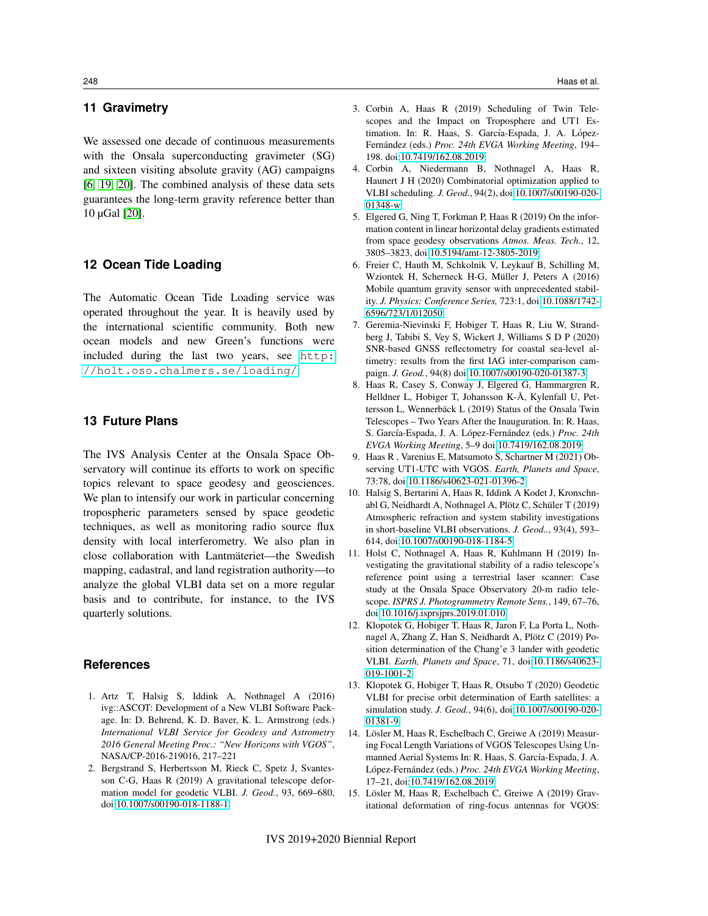## 11 Gravimetry

We assessed one decade of continuous measurements with the Onsala superconducting gravimeter (SG) and sixteen visiting absolute gravity (AG) campaigns [6, 19, 20]. The combined analysis of these data sets guarantees the long-term gravity reference better than 10 µGal [20].

## 12 Ocean Tide Loading

The Automatic Ocean Tide Loading service was operated throughout the year. It is heavily used by the international scientific community. Both new ocean models and new Green's functions were included during the last two years, see http://holt.oso.chalmers.se/loading/.

## 13 Future Plans

The IVS Analysis Center at the Onsala Space Observatory will continue its efforts to work on specific topics relevant to space geodesy and geosciences. We plan to intensify our work in particular concerning tropospheric parameters sensed by space geodetic techniques, as well as monitoring radio source flux density with local interferometry. We also plan in close collaboration with Lantmäteriet—the Swedish mapping, cadastral, and land registration authority—to analyze the global VLBI data set on a more regular basis and to contribute, for instance, to the IVS quarterly solutions.

## References

1. Artz T, Halsig S, Iddink A, Nothnagel A (2016) ivg::ASCOT: Development of a New VLBI Software Package. In: D. Behrend, K. D. Baver, K. L. Armstrong (eds.) *International VLBI Service for Geodesy and Astrometry 2016 General Meeting Proc.: "New Horizons with VGOS"*, NASA/CP-2016-219016, 217–221
2. Bergstrand S, Herbertsson M, Rieck C, Spetz J, Svantesson C-G, Haas R (2019) A gravitational telescope deformation model for geodetic VLBI. *J. Geod.*, 93, 669–680, doi 10.1007/s00190-018-1188-1
3. Corbin A, Haas R (2019) Scheduling of Twin Telescopes and the Impact on Troposphere and UT1 Estimation. In: R. Haas, S. García-Espada, J. A. López-Fernández (eds.) *Proc. 24th EVGA Working Meeting*, 194–198. doi:10.7419/162.08.2019
4. Corbin A, Niedermann B, Nothnagel A, Haas R, Haunert J H (2020) Combinatorial optimization applied to VLBI scheduling. *J. Geod.*, 94(2), doi 10.1007/s00190-020-01348-w
5. Elgered G, Ning T, Forkman P, Haas R (2019) On the information content in linear horizontal delay gradients estimated from space geodesy observations *Atmos. Meas. Tech.*, 12, 3805–3823, doi:10.5194/amt-12-3805-2019
6. Freier C, Hauth M, Schkolnik V, Leykauf B, Schilling M, Wziontek H, Scherneck H-G, Müller J, Peters A (2016) Mobile quantum gravity sensor with unprecedented stability. *J. Physics: Conference Series*, 723:1, doi 10.1088/1742-6596/723/1/012050
7. Geremia-Nievinski F, Hobiger T, Haas R, Liu W, Strandberg J, Tabibi S, Vey S, Wickert J, Williams S D P (2020) SNR-based GNSS reflectometry for coastal sea-level altimetry: results from the first IAG inter-comparison campaign. *J. Geod.*, 94(8) doi 10.1007/s00190-020-01387-3
8. Haas R, Casey S, Conway J, Elgered G, Hammargren R, Helldner L, Hobiger T, Johansson K-Å, Kylenfall U, Pettersson L, Wennerbäck L (2019) Status of the Onsala Twin Telescopes – Two Years After the Inauguration. In: R. Haas, S. García-Espada, J. A. López-Fernández (eds.) *Proc. 24th EVGA Working Meeting*, 5–9 doi 10.7419/162.08.2019
9. Haas R , Varenius E, Matsumoto S, Schartner M (2021) Observing UT1-UTC with VGOS. *Earth, Planets and Space*, 73:78, doi 10.1186/s40623-021-01396-2
10. Halsig S, Bertarini A, Haas R, Iddink A Kodet J, Kronschnabl G, Neidhardt A, Nothnagel A, Plötz C, Schüler T (2019) Atmospheric refraction and system stability investigations in short-baseline VLBI observations. *J. Geod.*, 93(4), 593–614, doi:10.1007/s00190-018-1184-5
11. Holst C, Nothnagel A, Haas R, Kuhlmann H (2019) Investigating the gravitational stability of a radio telescope's reference point using a terrestrial laser scanner: Case study at the Onsala Space Observatory 20-m radio telescope. *ISPRS J. Photogrammetry Remote Sens.*, 149, 67–76, doi 10.1016/j.isprsjprs.2019.01.010
12. Klopotek G, Hobiger T, Haas R, Jaron F, La Porta L, Nothnagel A, Zhang Z, Han S, Neidhardt A, Plötz C (2019) Position determination of the Chang'e 3 lander with geodetic VLBI. *Earth, Planets and Space*, 71, doi:10.1186/s40623-019-1001-2
13. Klopotek G, Hobiger T, Haas R, Otsubo T (2020) Geodetic VLBI for precise orbit determination of Earth satellites: a simulation study. *J. Geod.*, 94(6), doi 10.1007/s00190-020-01381-9
14. Lösler M, Haas R, Eschelbach C, Greiwe A (2019) Measuring Focal Length Variations of VGOS Telescopes Using Unmanned Aerial Systems In: R. Haas, S. García-Espada, J. A. López-Fernández (eds.) *Proc. 24th EVGA Working Meeting*, 17–21, doi:10.7419/162.08.2019
15. Lösler M, Haas R, Eschelbach C, Greiwe A (2019) Gravitational deformation of ring-focus antennas for VGOS: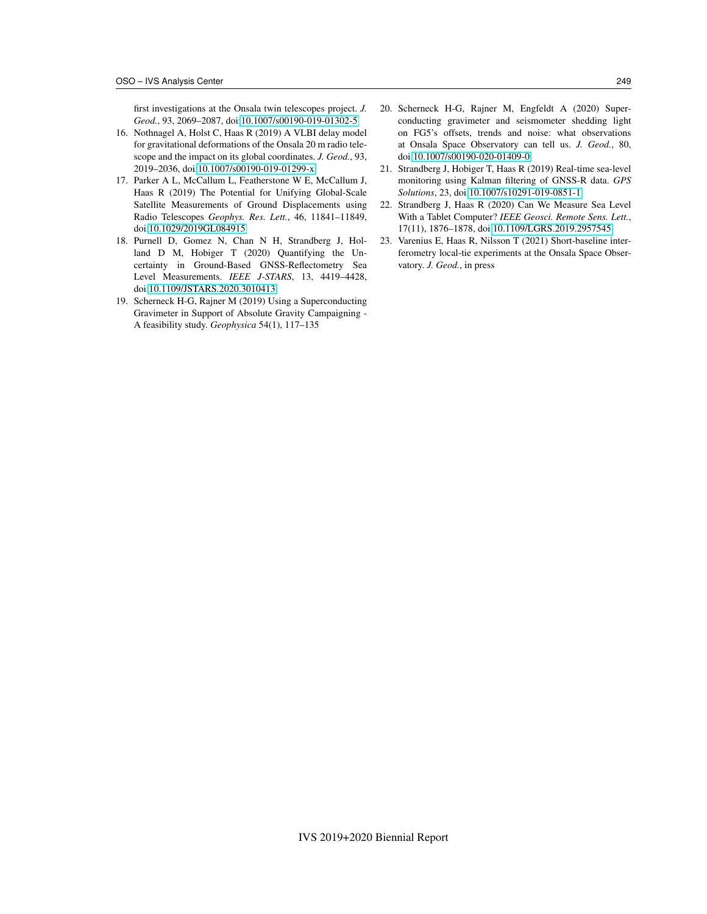first investigations at the Onsala twin telescopes project. *J. Geod.*, 93, 2069–2087, doi:10.1007/s00190-019-01302-5

16. Nothnagel A, Holst C, Haas R (2019) A VLBI delay model for gravitational deformations of the Onsala 20 m radio telescope and the impact on its global coordinates. *J. Geod.*, 93, 2019–2036, doi:10.1007/s00190-019-01299-x
17. Parker A L, McCallum L, Featherstone W E, McCallum J, Haas R (2019) The Potential for Unifying Global-Scale Satellite Measurements of Ground Displacements using Radio Telescopes *Geophys. Res. Lett.*, 46, 11841–11849, doi:10.1029/2019GL084915
18. Purnell D, Gomez N, Chan N H, Strandberg J, Holland D M, Hobiger T (2020) Quantifying the Uncertainty in Ground-Based GNSS-Reflectometry Sea Level Measurements. *IEEE J-STARS*, 13, 4419–4428, doi:10.1109/JSTARS.2020.3010413
19. Scherneck H-G, Rajner M (2019) Using a Superconducting Gravimeter in Support of Absolute Gravity Campaigning - A feasibility study. *Geophysica* 54(1), 117–135
20. Scherneck H-G, Rajner M, Engfeldt A (2020) Superconducting gravimeter and seismometer shedding light on FG5's offsets, trends and noise: what observations at Onsala Space Observatory can tell us. *J. Geod.*, 80, doi:10.1007/s00190-020-01409-0
21. Strandberg J, Hobiger T, Haas R (2019) Real-time sea-level monitoring using Kalman filtering of GNSS-R data. *GPS Solutions*, 23, doi:10.1007/s10291-019-0851-1
22. Strandberg J, Haas R (2020) Can We Measure Sea Level With a Tablet Computer? *IEEE Geosci. Remote Sens. Lett.*, 17(11), 1876–1878, doi:10.1109/LGRS.2019.2957545
23. Varenius E, Haas R, Nilsson T (2021) Short-baseline interferometry local-tie experiments at the Onsala Space Observatory. *J. Geod.*, in press